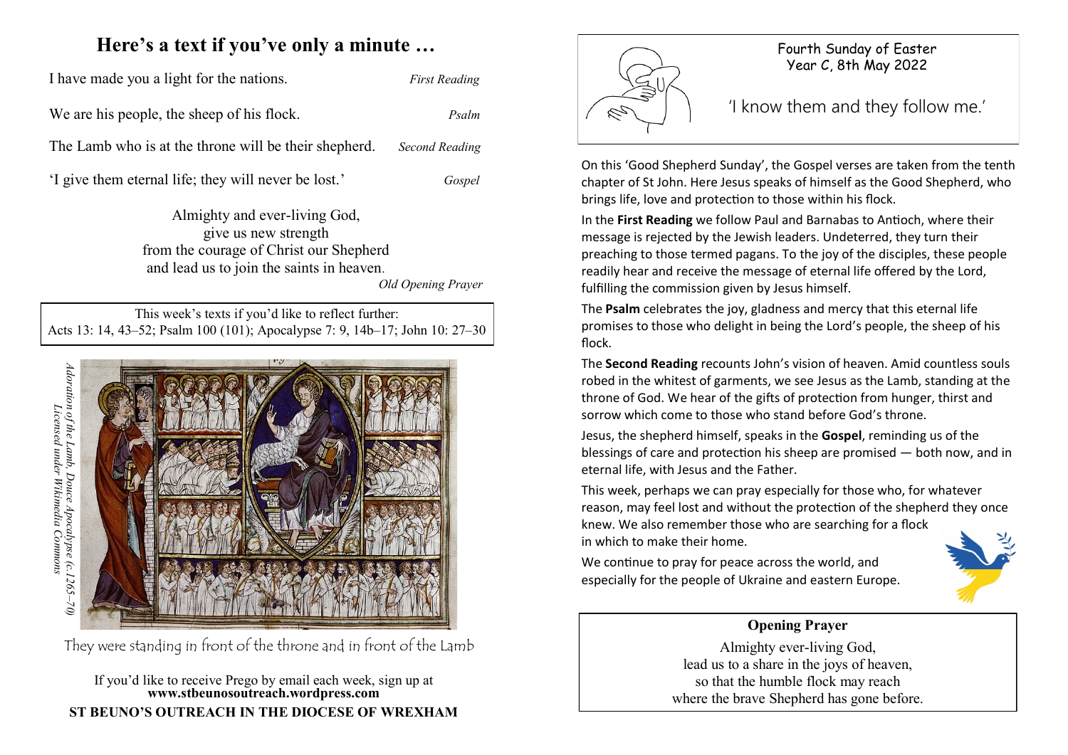# Here's a text if you've only a minute …

I have made you a light for the nations. — *First Reading*

We are his people, the sheep of his flock. — *Psalm*

The Lamb who is at the throne will be their shepherd. — *Second Reading*

'I give them eternal life; they will never be lost.' — *Gospel*

Almighty and ever-living God,
give us new strength
from the courage of Christ our Shepherd
and lead us to join the saints in heaven.

*Old Opening Prayer*

This week's texts if you'd like to reflect further:
Acts 13: 14, 43–52; Psalm 100 (101); Apocalypse 7: 9, 14b–17; John 10: 27–30

*Adoration of the Lamb, Douce Apocalypse (c.1265–70)*
*Licensed under Wikimedia Commons*

They were standing in front of the throne and in front of the Lamb

If you'd like to receive Prego by email each week, sign up at
**www.stbeunosoutreach.wordpress.com**

**ST BEUNO'S OUTREACH IN THE DIOCESE OF WREXHAM**

Fourth Sunday of Easter
Year C, 8th May 2022

## 'I know them and they follow me.'

On this 'Good Shepherd Sunday', the Gospel verses are taken from the tenth chapter of St John. Here Jesus speaks of himself as the Good Shepherd, who brings life, love and protection to those within his flock.

In the **First Reading** we follow Paul and Barnabas to Antioch, where their message is rejected by the Jewish leaders. Undeterred, they turn their preaching to those termed pagans. To the joy of the disciples, these people readily hear and receive the message of eternal life offered by the Lord, fulfilling the commission given by Jesus himself.

The **Psalm** celebrates the joy, gladness and mercy that this eternal life promises to those who delight in being the Lord's people, the sheep of his flock.

The **Second Reading** recounts John's vision of heaven. Amid countless souls robed in the whitest of garments, we see Jesus as the Lamb, standing at the throne of God. We hear of the gifts of protection from hunger, thirst and sorrow which come to those who stand before God's throne.

Jesus, the shepherd himself, speaks in the **Gospel**, reminding us of the blessings of care and protection his sheep are promised — both now, and in eternal life, with Jesus and the Father.

This week, perhaps we can pray especially for those who, for whatever reason, may feel lost and without the protection of the shepherd they once knew. We also remember those who are searching for a flock in which to make their home.

We continue to pray for peace across the world, and especially for the people of Ukraine and eastern Europe.

**Opening Prayer**

Almighty ever-living God,
lead us to a share in the joys of heaven,
so that the humble flock may reach
where the brave Shepherd has gone before.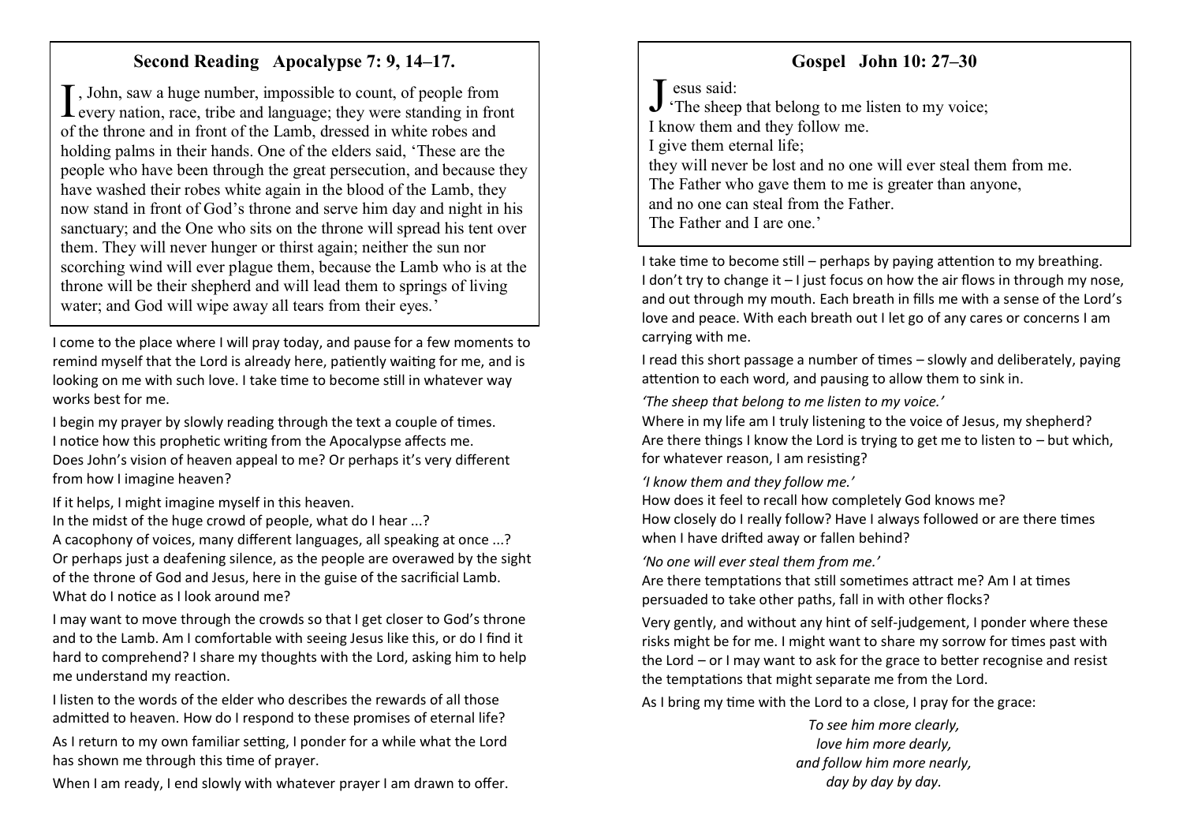## Second Reading   Apocalypse 7: 9, 14–17.

I, John, saw a huge number, impossible to count, of people from every nation, race, tribe and language; they were standing in front of the throne and in front of the Lamb, dressed in white robes and holding palms in their hands. One of the elders said, 'These are the people who have been through the great persecution, and because they have washed their robes white again in the blood of the Lamb, they now stand in front of God's throne and serve him day and night in his sanctuary; and the One who sits on the throne will spread his tent over them. They will never hunger or thirst again; neither the sun nor scorching wind will ever plague them, because the Lamb who is at the throne will be their shepherd and will lead them to springs of living water; and God will wipe away all tears from their eyes.'

I come to the place where I will pray today, and pause for a few moments to remind myself that the Lord is already here, patiently waiting for me, and is looking on me with such love. I take time to become still in whatever way works best for me.

I begin my prayer by slowly reading through the text a couple of times.
I notice how this prophetic writing from the Apocalypse affects me.
Does John's vision of heaven appeal to me? Or perhaps it's very different from how I imagine heaven?

If it helps, I might imagine myself in this heaven.
In the midst of the huge crowd of people, what do I hear ...?
A cacophony of voices, many different languages, all speaking at once ...?
Or perhaps just a deafening silence, as the people are overawed by the sight of the throne of God and Jesus, here in the guise of the sacrificial Lamb.
What do I notice as I look around me?

I may want to move through the crowds so that I get closer to God's throne and to the Lamb. Am I comfortable with seeing Jesus like this, or do I find it hard to comprehend? I share my thoughts with the Lord, asking him to help me understand my reaction.

I listen to the words of the elder who describes the rewards of all those admitted to heaven. How do I respond to these promises of eternal life?

As I return to my own familiar setting, I ponder for a while what the Lord has shown me through this time of prayer.

When I am ready, I end slowly with whatever prayer I am drawn to offer.

## Gospel   John 10: 27–30

Jesus said:
'The sheep that belong to me listen to my voice;
I know them and they follow me.
I give them eternal life;
they will never be lost and no one will ever steal them from me.
The Father who gave them to me is greater than anyone,
and no one can steal from the Father.
The Father and I are one.'

I take time to become still – perhaps by paying attention to my breathing. I don't try to change it – I just focus on how the air flows in through my nose, and out through my mouth. Each breath in fills me with a sense of the Lord's love and peace. With each breath out I let go of any cares or concerns I am carrying with me.

I read this short passage a number of times – slowly and deliberately, paying attention to each word, and pausing to allow them to sink in.

*'The sheep that belong to me listen to my voice.'*
Where in my life am I truly listening to the voice of Jesus, my shepherd?
Are there things I know the Lord is trying to get me to listen to – but which, for whatever reason, I am resisting?

*'I know them and they follow me.'*
How does it feel to recall how completely God knows me?
How closely do I really follow? Have I always followed or are there times when I have drifted away or fallen behind?

*'No one will ever steal them from me.'*
Are there temptations that still sometimes attract me? Am I at times persuaded to take other paths, fall in with other flocks?

Very gently, and without any hint of self-judgement, I ponder where these risks might be for me. I might want to share my sorrow for times past with the Lord – or I may want to ask for the grace to better recognise and resist the temptations that might separate me from the Lord.

As I bring my time with the Lord to a close, I pray for the grace:

*To see him more clearly,*
*love him more dearly,*
*and follow him more nearly,*
*day by day by day.*